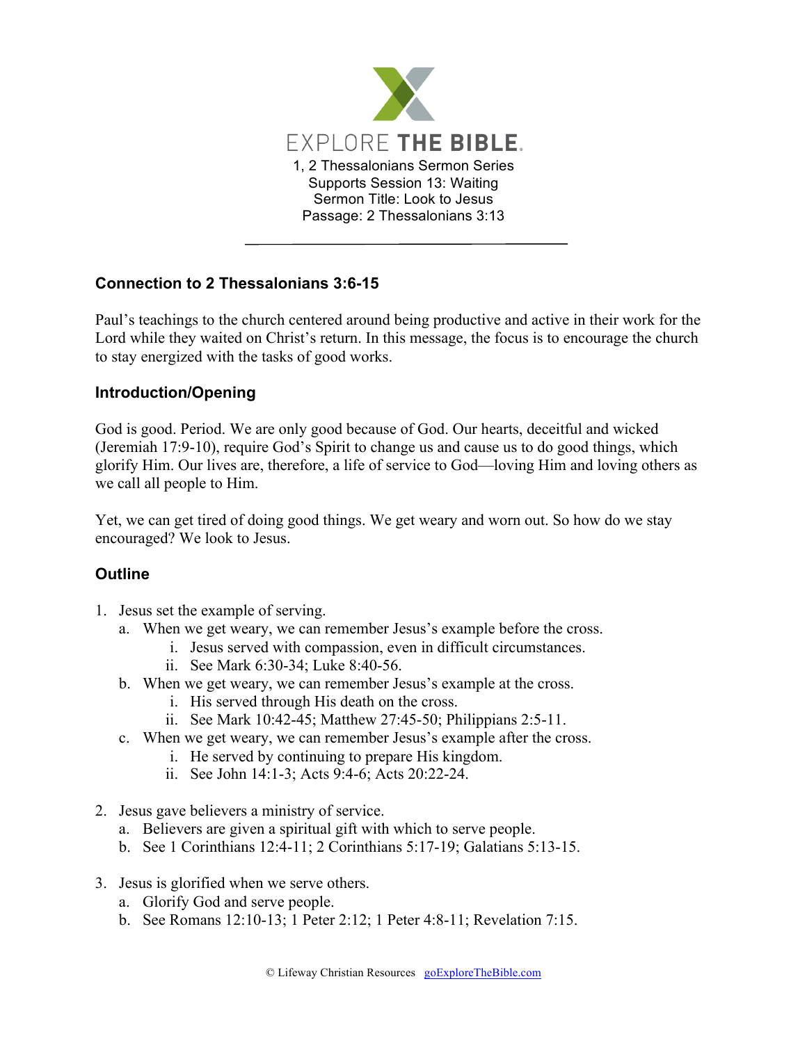EXPLORE THE BIBLE.

1, 2 Thessalonians Sermon Series
Supports Session 13: Waiting
Sermon Title: Look to Jesus
Passage: 2 Thessalonians 3:13

---

## Connection to 2 Thessalonians 3:6-15

Paul's teachings to the church centered around being productive and active in their work for the Lord while they waited on Christ's return. In this message, the focus is to encourage the church to stay energized with the tasks of good works.

## Introduction/Opening

God is good. Period. We are only good because of God. Our hearts, deceitful and wicked (Jeremiah 17:9-10), require God's Spirit to change us and cause us to do good things, which glorify Him. Our lives are, therefore, a life of service to God—loving Him and loving others as we call all people to Him.

Yet, we can get tired of doing good things. We get weary and worn out. So how do we stay encouraged? We look to Jesus.

## Outline

1. Jesus set the example of serving.
   a. When we get weary, we can remember Jesus's example before the cross.
      i. Jesus served with compassion, even in difficult circumstances.
      ii. See Mark 6:30-34; Luke 8:40-56.
   b. When we get weary, we can remember Jesus's example at the cross.
      i. His served through His death on the cross.
      ii. See Mark 10:42-45; Matthew 27:45-50; Philippians 2:5-11.
   c. When we get weary, we can remember Jesus's example after the cross.
      i. He served by continuing to prepare His kingdom.
      ii. See John 14:1-3; Acts 9:4-6; Acts 20:22-24.

2. Jesus gave believers a ministry of service.
   a. Believers are given a spiritual gift with which to serve people.
   b. See 1 Corinthians 12:4-11; 2 Corinthians 5:17-19; Galatians 5:13-15.

3. Jesus is glorified when we serve others.
   a. Glorify God and serve people.
   b. See Romans 12:10-13; 1 Peter 2:12; 1 Peter 4:8-11; Revelation 7:15.

© Lifeway Christian Resources goExploreTheBible.com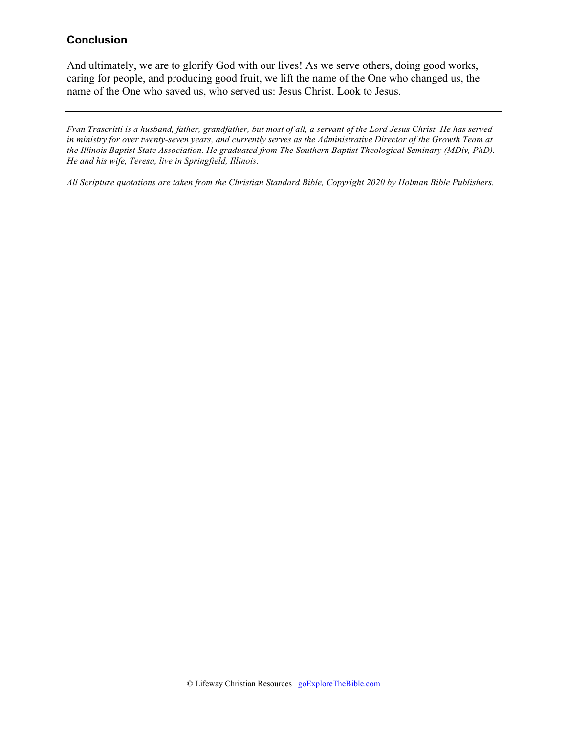## Conclusion

And ultimately, we are to glorify God with our lives! As we serve others, doing good works, caring for people, and producing good fruit, we lift the name of the One who changed us, the name of the One who saved us, who served us: Jesus Christ. Look to Jesus.

---

*Fran Trascritti is a husband, father, grandfather, but most of all, a servant of the Lord Jesus Christ. He has served in ministry for over twenty-seven years, and currently serves as the Administrative Director of the Growth Team at the Illinois Baptist State Association. He graduated from The Southern Baptist Theological Seminary (MDiv, PhD). He and his wife, Teresa, live in Springfield, Illinois.*

*All Scripture quotations are taken from the Christian Standard Bible, Copyright 2020 by Holman Bible Publishers.*

© Lifeway Christian Resources goExploreTheBible.com